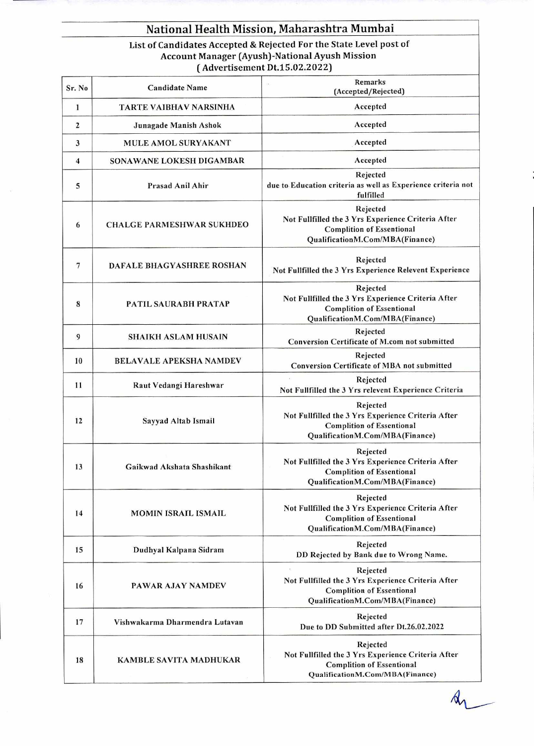# National Health Mission, Maharashtra Mumbai

## List of Candidates Accepted & Rejected For the State Level post of Account Manager (Ayush)-National Ayush Mission (Advertisement Dt.15.02.2022)

| Sr. No | Candidate Name | Remarks (Accepted/Rejected) |
|---|---|---|
| 1 | TARTE VAIBHAV NARSINHA | Accepted |
| 2 | Junagade Manish Ashok | Accepted |
| 3 | MULE AMOL SURYAKANT | Accepted |
| 4 | SONAWANE LOKESH DIGAMBAR | Accepted |
| 5 | Prasad Anil Ahir | Rejected due to Education criteria as well as Experience criteria not fulfilled |
| 6 | CHALGE PARMESHWAR SUKHDEO | Rejected Not Fullfilled the 3 Yrs Experience Criteria After Complition of Essentional QualificationM.Com/MBA(Finance) |
| 7 | DAFALE BHAGYASHREE ROSHAN | Rejected Not Fullfilled the 3 Yrs Experience Relevent Experience |
| 8 | PATIL SAURABH PRATAP | Rejected Not Fullfilled the 3 Yrs Experience Criteria After Complition of Essentional QualificationM.Com/MBA(Finance) |
| 9 | SHAIKH ASLAM HUSAIN | Rejected Conversion Certificate of M.com not submitted |
| 10 | BELAVALE APEKSHA NAMDEV | Rejected Conversion Certificate of MBA not submitted |
| 11 | Raut Vedangi Hareshwar | Rejected Not Fullfilled the 3 Yrs relevent Experience Criteria |
| 12 | Sayyad Altab Ismail | Rejected Not Fullfilled the 3 Yrs Experience Criteria After Complition of Essentional QualificationM.Com/MBA(Finance) |
| 13 | Gaikwad Akshata Shashikant | Rejected Not Fullfilled the 3 Yrs Experience Criteria After Complition of Essentional QualificationM.Com/MBA(Finance) |
| 14 | MOMIN ISRAIL ISMAIL | Rejected Not Fullfilled the 3 Yrs Experience Criteria After Complition of Essentional QualificationM.Com/MBA(Finance) |
| 15 | Dudhyal Kalpana Sidram | Rejected DD Rejected by Bank due to Wrong Name. |
| 16 | PAWAR AJAY NAMDEV | Rejected Not Fullfilled the 3 Yrs Experience Criteria After Complition of Essentional QualificationM.Com/MBA(Finance) |
| 17 | Vishwakarma Dharmendra Lutavan | Rejected Due to DD Submitted after Dt.26.02.2022 |
| 18 | KAMBLE SAVITA MADHUKAR | Rejected Not Fullfilled the 3 Yrs Experience Criteria After Complition of Essentional QualificationM.Com/MBA(Finance) |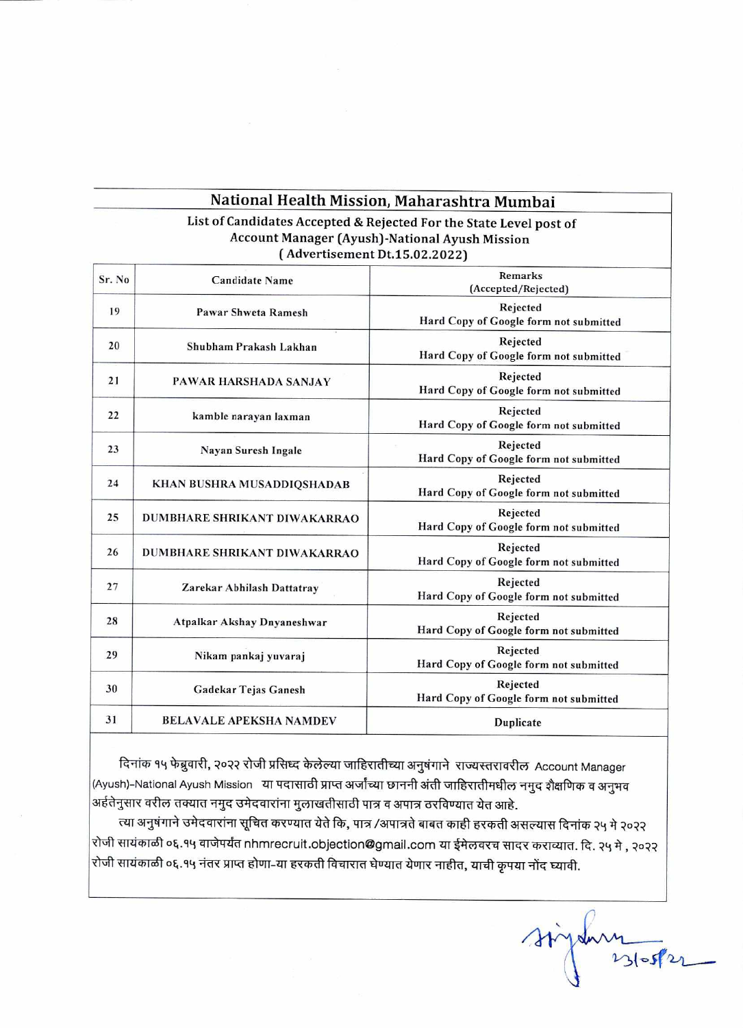## National Health Mission, Maharashtra Mumbai

List of Candidates Accepted & Rejected For the State Level post of Account Manager (Ayush)-National Ayush Mission (Advertisement Dt.15.02.2022)

| Sr. No | Candidate Name | Remarks (Accepted/Rejected) |
|---|---|---|
| 19 | Pawar Shweta Ramesh | Rejected Hard Copy of Google form not submitted |
| 20 | Shubham Prakash Lakhan | Rejected Hard Copy of Google form not submitted |
| 21 | PAWAR HARSHADA SANJAY | Rejected Hard Copy of Google form not submitted |
| 22 | kamble narayan laxman | Rejected Hard Copy of Google form not submitted |
| 23 | Nayan Suresh Ingale | Rejected Hard Copy of Google form not submitted |
| 24 | KHAN BUSHRA MUSADDIQSHADAB | Rejected Hard Copy of Google form not submitted |
| 25 | DUMBHARE SHRIKANT DIWAKARRAO | Rejected Hard Copy of Google form not submitted |
| 26 | DUMBHARE SHRIKANT DIWAKARRAO | Rejected Hard Copy of Google form not submitted |
| 27 | Zarekar Abhilash Dattatray | Rejected Hard Copy of Google form not submitted |
| 28 | Atpalkar Akshay Dnyaneshwar | Rejected Hard Copy of Google form not submitted |
| 29 | Nikam pankaj yuvaraj | Rejected Hard Copy of Google form not submitted |
| 30 | Gadekar Tejas Ganesh | Rejected Hard Copy of Google form not submitted |
| 31 | BELAVALE APEKSHA NAMDEV | Duplicate |

दिनांक १५ फेब्रुवारी, २०२२ रोजी प्रसिध्द केलेल्या जाहिरातीच्या अनुषंगाने राज्यस्तरावरील Account Manager (Ayush)-National Ayush Mission या पदासाठी प्राप्त अर्जांच्या छाननी अंती जाहिरातीमधील नमुद शैक्षणिक व अनुभव अर्हतेनुसार वरील तक्यात नमुद उमेदवारांना मुलाखतीसाठी पात्र व अपात्र ठरविण्यात येत आहे.

त्या अनुषंगाने उमेदवारांना सूचित करण्यात येते कि, पात्र /अपात्रते बाबत काही हरकती असल्यास दिनांक २५ मे २०२२ रोजी सायंकाळी ०६.१५ वाजेपर्यंत nhmrecruit.objection@gmail.com या ईमेलवरच सादर कराव्यात. दि. २५ मे, २०२२ रोजी सायंकाळी ०६.१५ नंतर प्राप्त होणा-या हरकती विचारात घेण्यात येणार नाहीत, याची कृपया नोंद घ्यावी.

23/05/22